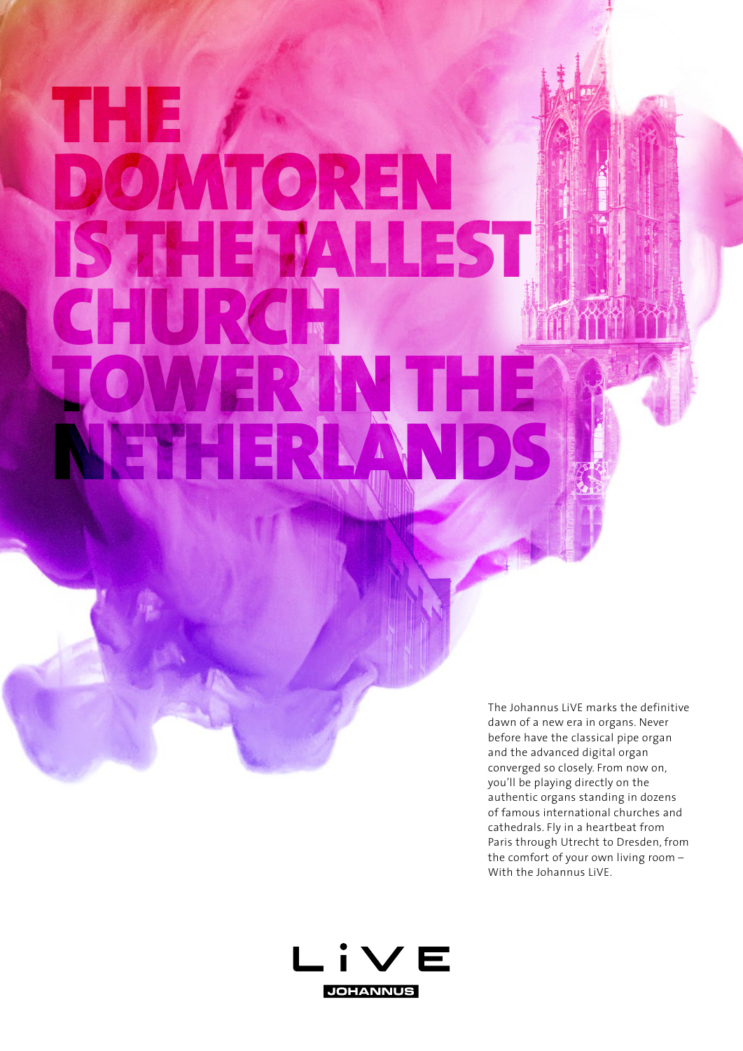# THE DOMTOREN IS THE TALLEST CHURCH TOWER IN THE NETHERLANDS

The Johannus LiVE marks the definitive dawn of a new era in organs. Never before have the classical pipe organ and the advanced digital organ converged so closely. From now on, you'll be playing directly on the authentic organs standing in dozens of famous international churches and cathedrals. Fly in a heartbeat from Paris through Utrecht to Dresden, from the comfort of your own living room – With the Johannus LiVE.

LiVE

JOHANNUS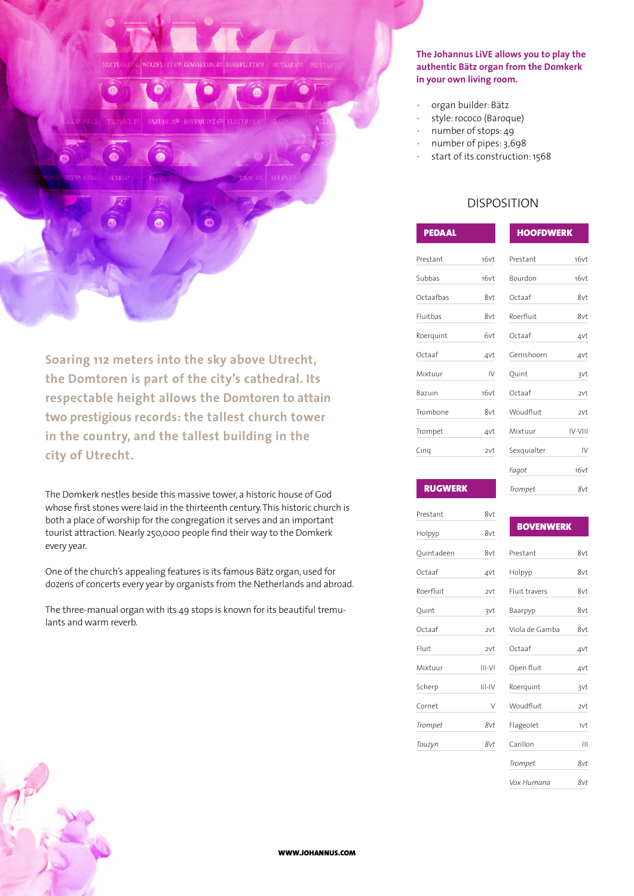Soaring 112 meters into the sky above Utrecht, the Domtoren is part of the city's cathedral. Its respectable height allows the Domtoren to attain two prestigious records: the tallest church tower in the country, and the tallest building in the city of Utrecht.

The Domkerk nestles beside this massive tower, a historic house of God whose first stones were laid in the thirteenth century. This historic church is both a place of worship for the congregation it serves and an important tourist attraction. Nearly 250,000 people find their way to the Domkerk every year.

One of the church's appealing features is its famous Bätz organ, used for dozens of concerts every year by organists from the Netherlands and abroad.

The three-manual organ with its 49 stops is known for its beautiful tremulants and warm reverb.

**The Johannus LiVE allows you to play the authentic Bätz organ from the Domkerk in your own living room.**

- organ builder: Bätz
- style: rococo (Baroque)
- number of stops: 49
- number of pipes: 3,698
- start of its construction: 1568

## DISPOSITION

### PEDAAL

| | |
|---|---|
| Prestant | 16vt |
| Subbas | 16vt |
| Octaafbas | 8vt |
| Fluitbas | 8vt |
| Roerquint | 6vt |
| Octaaf | 4vt |
| Mixtuur | IV |
| Bazuin | 16vt |
| Trombone | 8vt |
| Trompet | 4vt |
| Cinq | 2vt |

### RUGWERK

| | |
|---|---|
| Prestant | 8vt |
| Holpyp | 8vt |
| Quintadeen | 8vt |
| Octaaf | 4vt |
| Roerfluit | 2vt |
| Quint | 3vt |
| Octaaf | 2vt |
| Fluit | 2vt |
| Mixtuur | III-VI |
| Scherp | III-IV |
| Cornet | V |
| *Trompet* | *8vt* |
| *Touzyn* | *8vt* |

### HOOFDWERK

| | |
|---|---|
| Prestant | 16vt |
| Bourdon | 16vt |
| Octaaf | 8vt |
| Roerfluit | 8vt |
| Octaaf | 4vt |
| Gemshoorn | 4vt |
| Quint | 3vt |
| Octaaf | 2vt |
| Woudfluit | 2vt |
| Mixtuur | IV-VIII |
| Sexquialter | IV |
| *Fagot* | *16vt* |
| *Trompet* | *8vt* |

### BOVENWERK

| | |
|---|---|
| Prestant | 8vt |
| Holpyp | 8vt |
| Fluit travers | 8vt |
| Baarpyp | 8vt |
| Viola de Gamba | 8vt |
| Octaaf | 4vt |
| Open fluit | 4vt |
| Roerquint | 3vt |
| Woudfluit | 2vt |
| Flageolet | 1vt |
| Carillon | III |
| *Trompet* | *8vt* |
| *Vox Humana* | *8vt* |

**WWW.JOHANNUS.COM**